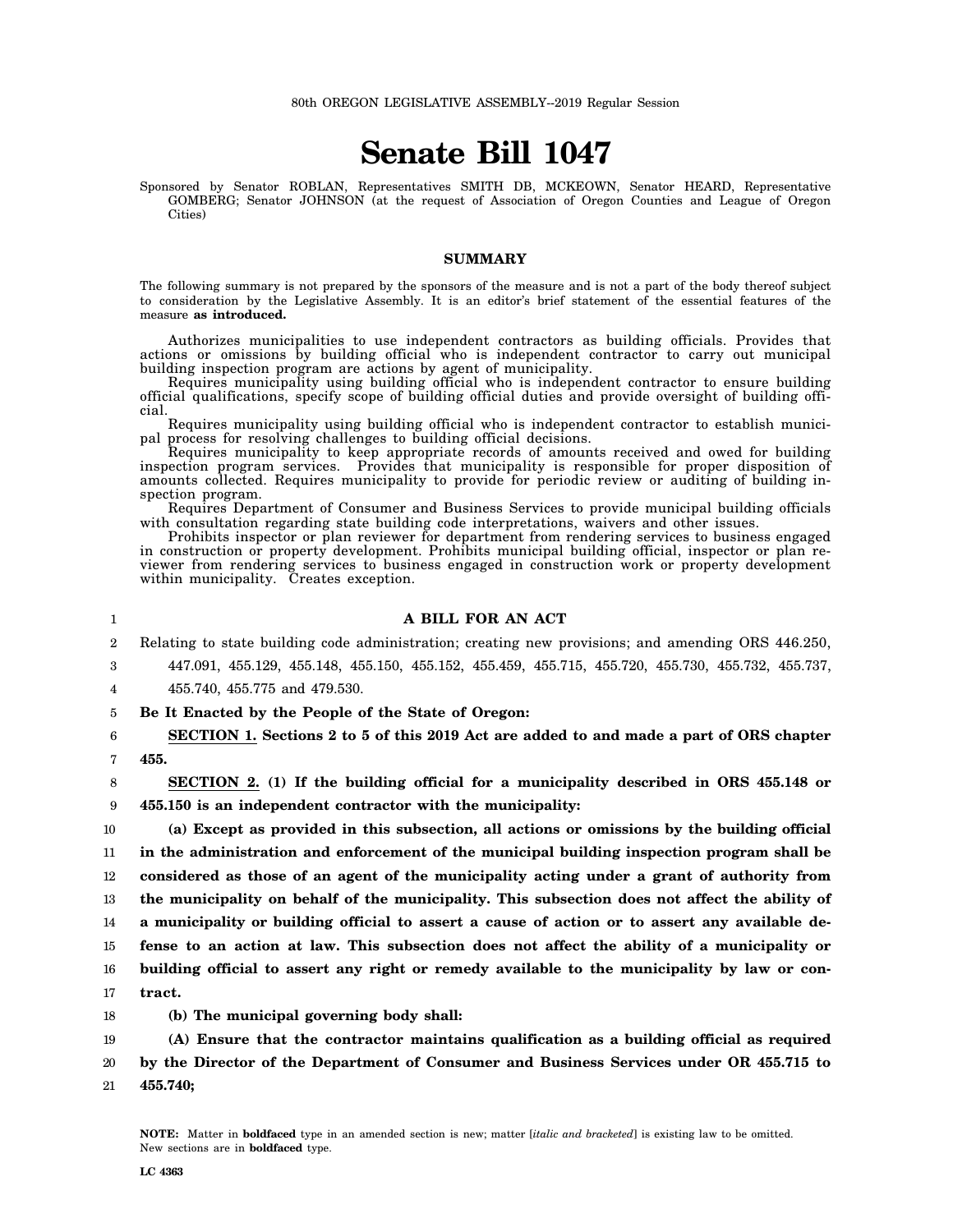80th OREGON LEGISLATIVE ASSEMBLY--2019 Regular Session

# Senate Bill 1047

Sponsored by Senator ROBLAN, Representatives SMITH DB, MCKEOWN, Senator HEARD, Representative GOMBERG; Senator JOHNSON (at the request of Association of Oregon Counties and League of Oregon Cities)

## SUMMARY

The following summary is not prepared by the sponsors of the measure and is not a part of the body thereof subject to consideration by the Legislative Assembly. It is an editor's brief statement of the essential features of the measure **as introduced.**

Authorizes municipalities to use independent contractors as building officials. Provides that actions or omissions by building official who is independent contractor to carry out municipal building inspection program are actions by agent of municipality.

Requires municipality using building official who is independent contractor to ensure building official qualifications, specify scope of building official duties and provide oversight of building official.

Requires municipality using building official who is independent contractor to establish municipal process for resolving challenges to building official decisions.

Requires municipality to keep appropriate records of amounts received and owed for building inspection program services. Provides that municipality is responsible for proper disposition of amounts collected. Requires municipality to provide for periodic review or auditing of building inspection program.

Requires Department of Consumer and Business Services to provide municipal building officials with consultation regarding state building code interpretations, waivers and other issues.

Prohibits inspector or plan reviewer for department from rendering services to business engaged in construction or property development. Prohibits municipal building official, inspector or plan reviewer from rendering services to business engaged in construction work or property development within municipality. Creates exception.

**A BILL FOR AN ACT**

Relating to state building code administration; creating new provisions; and amending ORS 446.250, 447.091, 455.129, 455.148, 455.150, 455.152, 455.459, 455.715, 455.720, 455.730, 455.732, 455.737, 455.740, 455.775 and 479.530.

**Be It Enacted by the People of the State of Oregon:**

**SECTION 1. Sections 2 to 5 of this 2019 Act are added to and made a part of ORS chapter 455.**

**SECTION 2. (1) If the building official for a municipality described in ORS 455.148 or 455.150 is an independent contractor with the municipality:**

**(a) Except as provided in this subsection, all actions or omissions by the building official in the administration and enforcement of the municipal building inspection program shall be considered as those of an agent of the municipality acting under a grant of authority from the municipality on behalf of the municipality. This subsection does not affect the ability of a municipality or building official to assert a cause of action or to assert any available defense to an action at law. This subsection does not affect the ability of a municipality or building official to assert any right or remedy available to the municipality by law or contract.**

**(b) The municipal governing body shall:**

**(A) Ensure that the contractor maintains qualification as a building official as required by the Director of the Department of Consumer and Business Services under OR 455.715 to 455.740;**

**NOTE:** Matter in **boldfaced** type in an amended section is new; matter [*italic and bracketed*] is existing law to be omitted. New sections are in **boldfaced** type.

LC 4363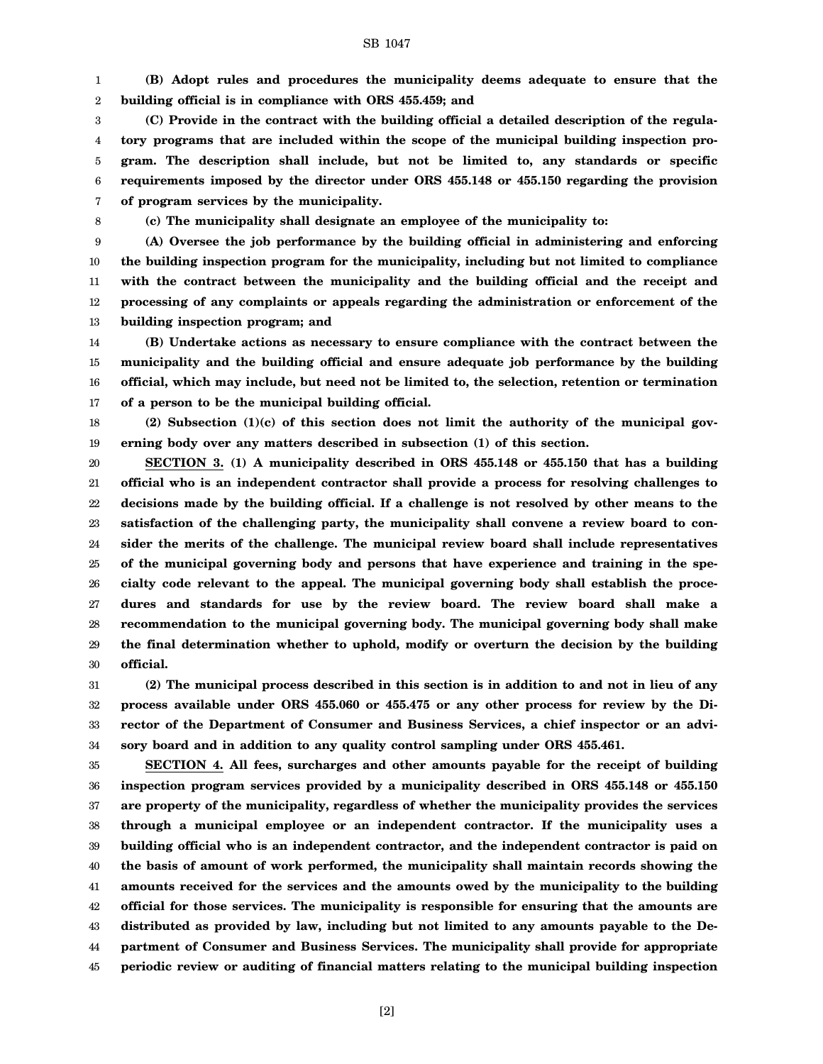**(B) Adopt rules and procedures the municipality deems adequate to ensure that the building official is in compliance with ORS 455.459; and**

**(C) Provide in the contract with the building official a detailed description of the regulatory programs that are included within the scope of the municipal building inspection program. The description shall include, but not be limited to, any standards or specific requirements imposed by the director under ORS 455.148 or 455.150 regarding the provision of program services by the municipality.**

**(c) The municipality shall designate an employee of the municipality to:**

**(A) Oversee the job performance by the building official in administering and enforcing the building inspection program for the municipality, including but not limited to compliance with the contract between the municipality and the building official and the receipt and processing of any complaints or appeals regarding the administration or enforcement of the building inspection program; and**

**(B) Undertake actions as necessary to ensure compliance with the contract between the municipality and the building official and ensure adequate job performance by the building official, which may include, but need not be limited to, the selection, retention or termination of a person to be the municipal building official.**

**(2) Subsection (1)(c) of this section does not limit the authority of the municipal governing body over any matters described in subsection (1) of this section.**

**SECTION 3. (1) A municipality described in ORS 455.148 or 455.150 that has a building official who is an independent contractor shall provide a process for resolving challenges to decisions made by the building official. If a challenge is not resolved by other means to the satisfaction of the challenging party, the municipality shall convene a review board to consider the merits of the challenge. The municipal review board shall include representatives of the municipal governing body and persons that have experience and training in the specialty code relevant to the appeal. The municipal governing body shall establish the procedures and standards for use by the review board. The review board shall make a recommendation to the municipal governing body. The municipal governing body shall make the final determination whether to uphold, modify or overturn the decision by the building official.**

**(2) The municipal process described in this section is in addition to and not in lieu of any process available under ORS 455.060 or 455.475 or any other process for review by the Director of the Department of Consumer and Business Services, a chief inspector or an advisory board and in addition to any quality control sampling under ORS 455.461.**

**SECTION 4. All fees, surcharges and other amounts payable for the receipt of building inspection program services provided by a municipality described in ORS 455.148 or 455.150 are property of the municipality, regardless of whether the municipality provides the services through a municipal employee or an independent contractor. If the municipality uses a building official who is an independent contractor, and the independent contractor is paid on the basis of amount of work performed, the municipality shall maintain records showing the amounts received for the services and the amounts owed by the municipality to the building official for those services. The municipality is responsible for ensuring that the amounts are distributed as provided by law, including but not limited to any amounts payable to the Department of Consumer and Business Services. The municipality shall provide for appropriate periodic review or auditing of financial matters relating to the municipal building inspection**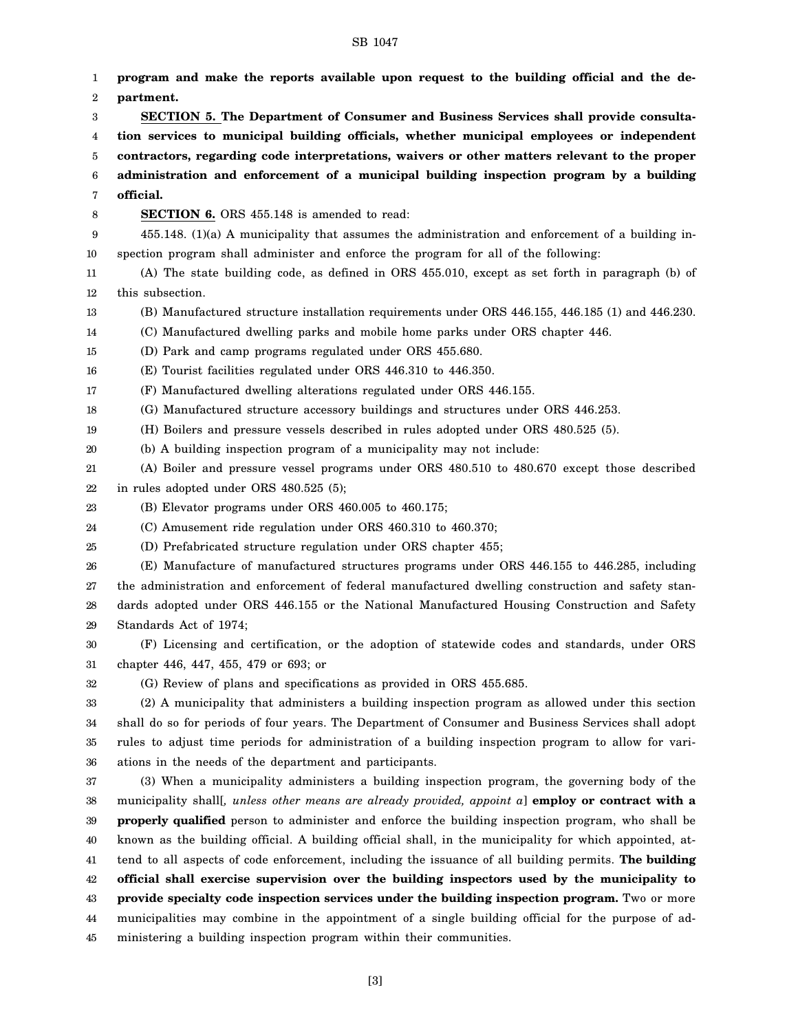**program and make the reports available upon request to the building official and the department.**

**SECTION 5. The Department of Consumer and Business Services shall provide consultation services to municipal building officials, whether municipal employees or independent contractors, regarding code interpretations, waivers or other matters relevant to the proper administration and enforcement of a municipal building inspection program by a building official.**

**SECTION 6.** ORS 455.148 is amended to read:

455.148. (1)(a) A municipality that assumes the administration and enforcement of a building inspection program shall administer and enforce the program for all of the following:

(A) The state building code, as defined in ORS 455.010, except as set forth in paragraph (b) of this subsection.

(B) Manufactured structure installation requirements under ORS 446.155, 446.185 (1) and 446.230.

(C) Manufactured dwelling parks and mobile home parks under ORS chapter 446.

(D) Park and camp programs regulated under ORS 455.680.

(E) Tourist facilities regulated under ORS 446.310 to 446.350.

(F) Manufactured dwelling alterations regulated under ORS 446.155.

(G) Manufactured structure accessory buildings and structures under ORS 446.253.

(H) Boilers and pressure vessels described in rules adopted under ORS 480.525 (5).

(b) A building inspection program of a municipality may not include:

(A) Boiler and pressure vessel programs under ORS 480.510 to 480.670 except those described in rules adopted under ORS 480.525 (5);

(B) Elevator programs under ORS 460.005 to 460.175;

(C) Amusement ride regulation under ORS 460.310 to 460.370;

(D) Prefabricated structure regulation under ORS chapter 455;

(E) Manufacture of manufactured structures programs under ORS 446.155 to 446.285, including the administration and enforcement of federal manufactured dwelling construction and safety standards adopted under ORS 446.155 or the National Manufactured Housing Construction and Safety Standards Act of 1974;

(F) Licensing and certification, or the adoption of statewide codes and standards, under ORS chapter 446, 447, 455, 479 or 693; or

(G) Review of plans and specifications as provided in ORS 455.685.

(2) A municipality that administers a building inspection program as allowed under this section shall do so for periods of four years. The Department of Consumer and Business Services shall adopt rules to adjust time periods for administration of a building inspection program to allow for variations in the needs of the department and participants.

(3) When a municipality administers a building inspection program, the governing body of the municipality shall[*, unless other means are already provided, appoint a*] **employ or contract with a properly qualified** person to administer and enforce the building inspection program, who shall be known as the building official. A building official shall, in the municipality for which appointed, attend to all aspects of code enforcement, including the issuance of all building permits. **The building official shall exercise supervision over the building inspectors used by the municipality to provide specialty code inspection services under the building inspection program.** Two or more municipalities may combine in the appointment of a single building official for the purpose of administering a building inspection program within their communities.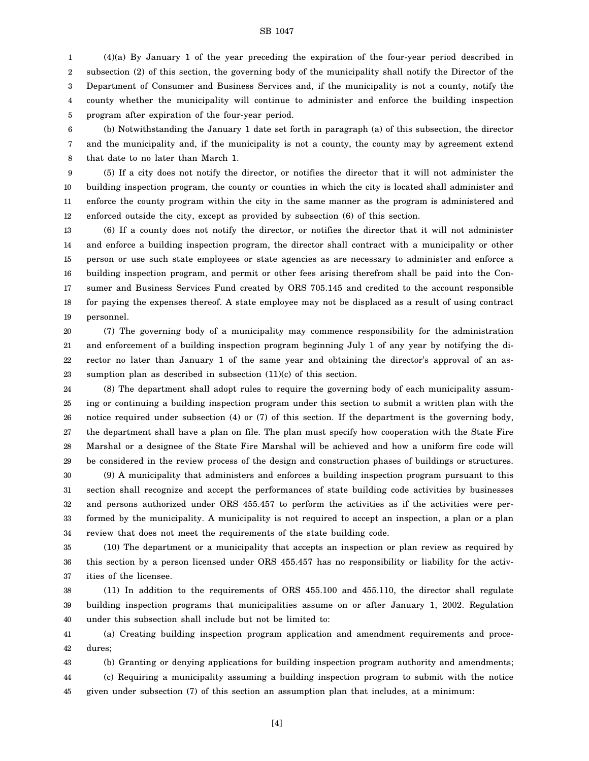(4)(a) By January 1 of the year preceding the expiration of the four-year period described in subsection (2) of this section, the governing body of the municipality shall notify the Director of the Department of Consumer and Business Services and, if the municipality is not a county, notify the county whether the municipality will continue to administer and enforce the building inspection program after expiration of the four-year period.

(b) Notwithstanding the January 1 date set forth in paragraph (a) of this subsection, the director and the municipality and, if the municipality is not a county, the county may by agreement extend that date to no later than March 1.

(5) If a city does not notify the director, or notifies the director that it will not administer the building inspection program, the county or counties in which the city is located shall administer and enforce the county program within the city in the same manner as the program is administered and enforced outside the city, except as provided by subsection (6) of this section.

(6) If a county does not notify the director, or notifies the director that it will not administer and enforce a building inspection program, the director shall contract with a municipality or other person or use such state employees or state agencies as are necessary to administer and enforce a building inspection program, and permit or other fees arising therefrom shall be paid into the Consumer and Business Services Fund created by ORS 705.145 and credited to the account responsible for paying the expenses thereof. A state employee may not be displaced as a result of using contract personnel.

(7) The governing body of a municipality may commence responsibility for the administration and enforcement of a building inspection program beginning July 1 of any year by notifying the director no later than January 1 of the same year and obtaining the director's approval of an assumption plan as described in subsection (11)(c) of this section.

(8) The department shall adopt rules to require the governing body of each municipality assuming or continuing a building inspection program under this section to submit a written plan with the notice required under subsection (4) or (7) of this section. If the department is the governing body, the department shall have a plan on file. The plan must specify how cooperation with the State Fire Marshal or a designee of the State Fire Marshal will be achieved and how a uniform fire code will be considered in the review process of the design and construction phases of buildings or structures.

(9) A municipality that administers and enforces a building inspection program pursuant to this section shall recognize and accept the performances of state building code activities by businesses and persons authorized under ORS 455.457 to perform the activities as if the activities were performed by the municipality. A municipality is not required to accept an inspection, a plan or a plan review that does not meet the requirements of the state building code.

(10) The department or a municipality that accepts an inspection or plan review as required by this section by a person licensed under ORS 455.457 has no responsibility or liability for the activities of the licensee.

(11) In addition to the requirements of ORS 455.100 and 455.110, the director shall regulate building inspection programs that municipalities assume on or after January 1, 2002. Regulation under this subsection shall include but not be limited to:

(a) Creating building inspection program application and amendment requirements and procedures;

(b) Granting or denying applications for building inspection program authority and amendments;

(c) Requiring a municipality assuming a building inspection program to submit with the notice given under subsection (7) of this section an assumption plan that includes, at a minimum: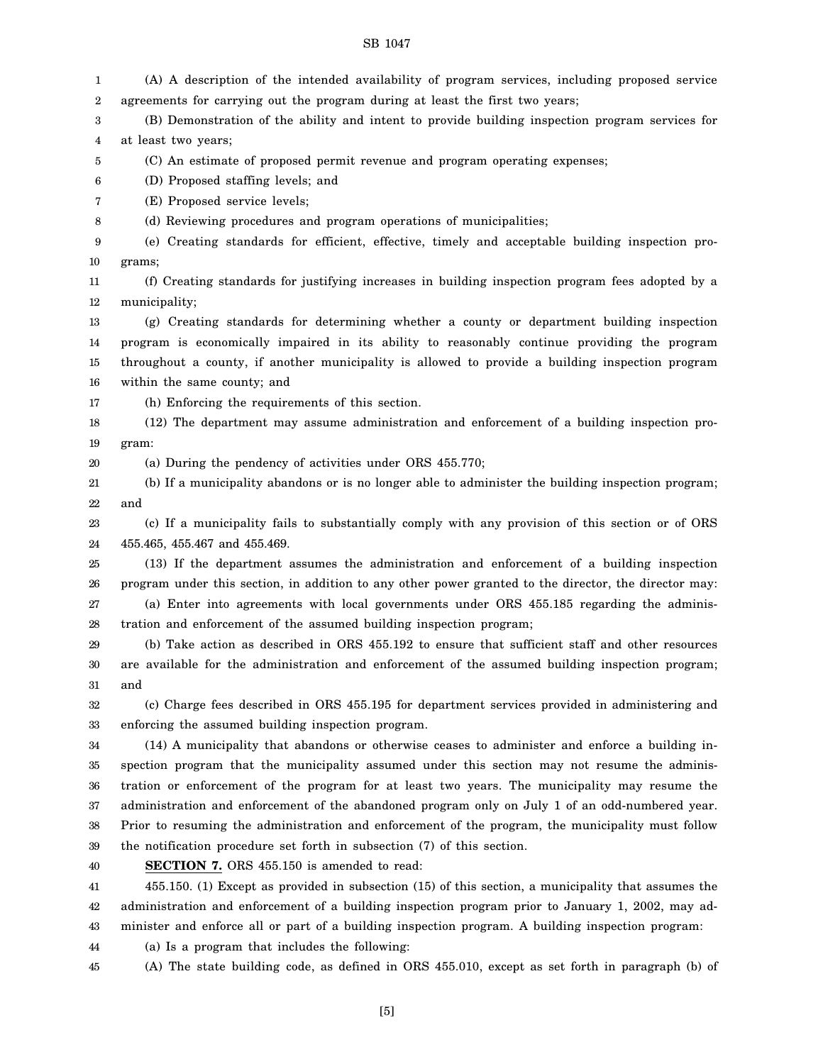(A) A description of the intended availability of program services, including proposed service agreements for carrying out the program during at least the first two years;

(B) Demonstration of the ability and intent to provide building inspection program services for at least two years;

(C) An estimate of proposed permit revenue and program operating expenses;

(D) Proposed staffing levels; and

(E) Proposed service levels;

(d) Reviewing procedures and program operations of municipalities;

(e) Creating standards for efficient, effective, timely and acceptable building inspection programs;

(f) Creating standards for justifying increases in building inspection program fees adopted by a municipality;

(g) Creating standards for determining whether a county or department building inspection program is economically impaired in its ability to reasonably continue providing the program throughout a county, if another municipality is allowed to provide a building inspection program within the same county; and

(h) Enforcing the requirements of this section.

(12) The department may assume administration and enforcement of a building inspection program:

(a) During the pendency of activities under ORS 455.770;

(b) If a municipality abandons or is no longer able to administer the building inspection program; and

(c) If a municipality fails to substantially comply with any provision of this section or of ORS 455.465, 455.467 and 455.469.

(13) If the department assumes the administration and enforcement of a building inspection program under this section, in addition to any other power granted to the director, the director may:

(a) Enter into agreements with local governments under ORS 455.185 regarding the administration and enforcement of the assumed building inspection program;

(b) Take action as described in ORS 455.192 to ensure that sufficient staff and other resources are available for the administration and enforcement of the assumed building inspection program; and

(c) Charge fees described in ORS 455.195 for department services provided in administering and enforcing the assumed building inspection program.

(14) A municipality that abandons or otherwise ceases to administer and enforce a building inspection program that the municipality assumed under this section may not resume the administration or enforcement of the program for at least two years. The municipality may resume the administration and enforcement of the abandoned program only on July 1 of an odd-numbered year. Prior to resuming the administration and enforcement of the program, the municipality must follow the notification procedure set forth in subsection (7) of this section.

**SECTION 7.** ORS 455.150 is amended to read:

455.150. (1) Except as provided in subsection (15) of this section, a municipality that assumes the administration and enforcement of a building inspection program prior to January 1, 2002, may administer and enforce all or part of a building inspection program. A building inspection program:

(a) Is a program that includes the following:

(A) The state building code, as defined in ORS 455.010, except as set forth in paragraph (b) of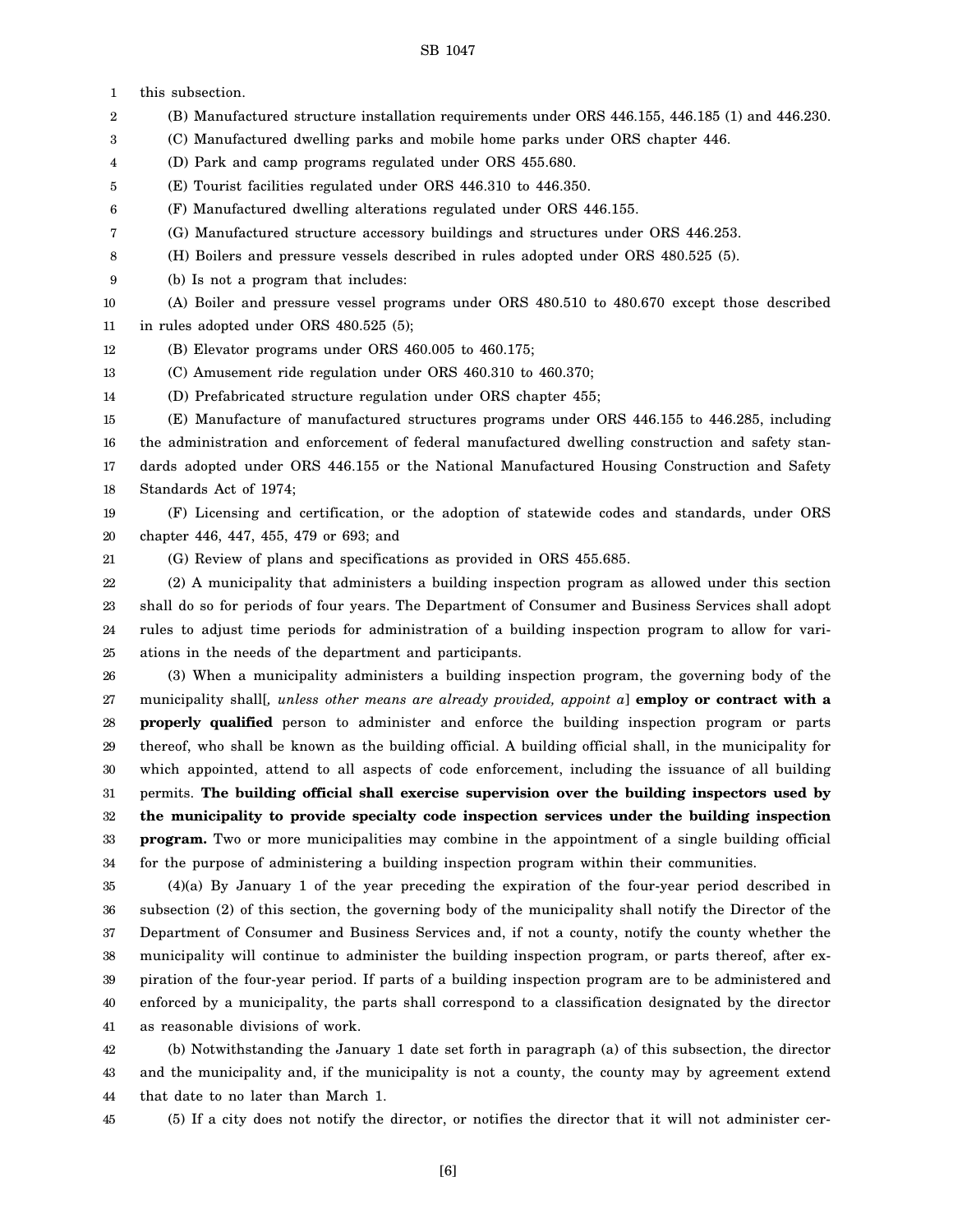this subsection.

(B) Manufactured structure installation requirements under ORS 446.155, 446.185 (1) and 446.230.

(C) Manufactured dwelling parks and mobile home parks under ORS chapter 446.

(D) Park and camp programs regulated under ORS 455.680.

(E) Tourist facilities regulated under ORS 446.310 to 446.350.

(F) Manufactured dwelling alterations regulated under ORS 446.155.

(G) Manufactured structure accessory buildings and structures under ORS 446.253.

(H) Boilers and pressure vessels described in rules adopted under ORS 480.525 (5).

(b) Is not a program that includes:

(A) Boiler and pressure vessel programs under ORS 480.510 to 480.670 except those described in rules adopted under ORS 480.525 (5);

(B) Elevator programs under ORS 460.005 to 460.175;

(C) Amusement ride regulation under ORS 460.310 to 460.370;

(D) Prefabricated structure regulation under ORS chapter 455;

(E) Manufacture of manufactured structures programs under ORS 446.155 to 446.285, including the administration and enforcement of federal manufactured dwelling construction and safety standards adopted under ORS 446.155 or the National Manufactured Housing Construction and Safety Standards Act of 1974;

(F) Licensing and certification, or the adoption of statewide codes and standards, under ORS chapter 446, 447, 455, 479 or 693; and

(G) Review of plans and specifications as provided in ORS 455.685.

(2) A municipality that administers a building inspection program as allowed under this section shall do so for periods of four years. The Department of Consumer and Business Services shall adopt rules to adjust time periods for administration of a building inspection program to allow for variations in the needs of the department and participants.

(3) When a municipality administers a building inspection program, the governing body of the municipality shall[*, unless other means are already provided, appoint a*] **employ or contract with a properly qualified** person to administer and enforce the building inspection program or parts thereof, who shall be known as the building official. A building official shall, in the municipality for which appointed, attend to all aspects of code enforcement, including the issuance of all building permits. **The building official shall exercise supervision over the building inspectors used by the municipality to provide specialty code inspection services under the building inspection program.** Two or more municipalities may combine in the appointment of a single building official for the purpose of administering a building inspection program within their communities.

(4)(a) By January 1 of the year preceding the expiration of the four-year period described in subsection (2) of this section, the governing body of the municipality shall notify the Director of the Department of Consumer and Business Services and, if not a county, notify the county whether the municipality will continue to administer the building inspection program, or parts thereof, after expiration of the four-year period. If parts of a building inspection program are to be administered and enforced by a municipality, the parts shall correspond to a classification designated by the director as reasonable divisions of work.

(b) Notwithstanding the January 1 date set forth in paragraph (a) of this subsection, the director and the municipality and, if the municipality is not a county, the county may by agreement extend that date to no later than March 1.

(5) If a city does not notify the director, or notifies the director that it will not administer cer-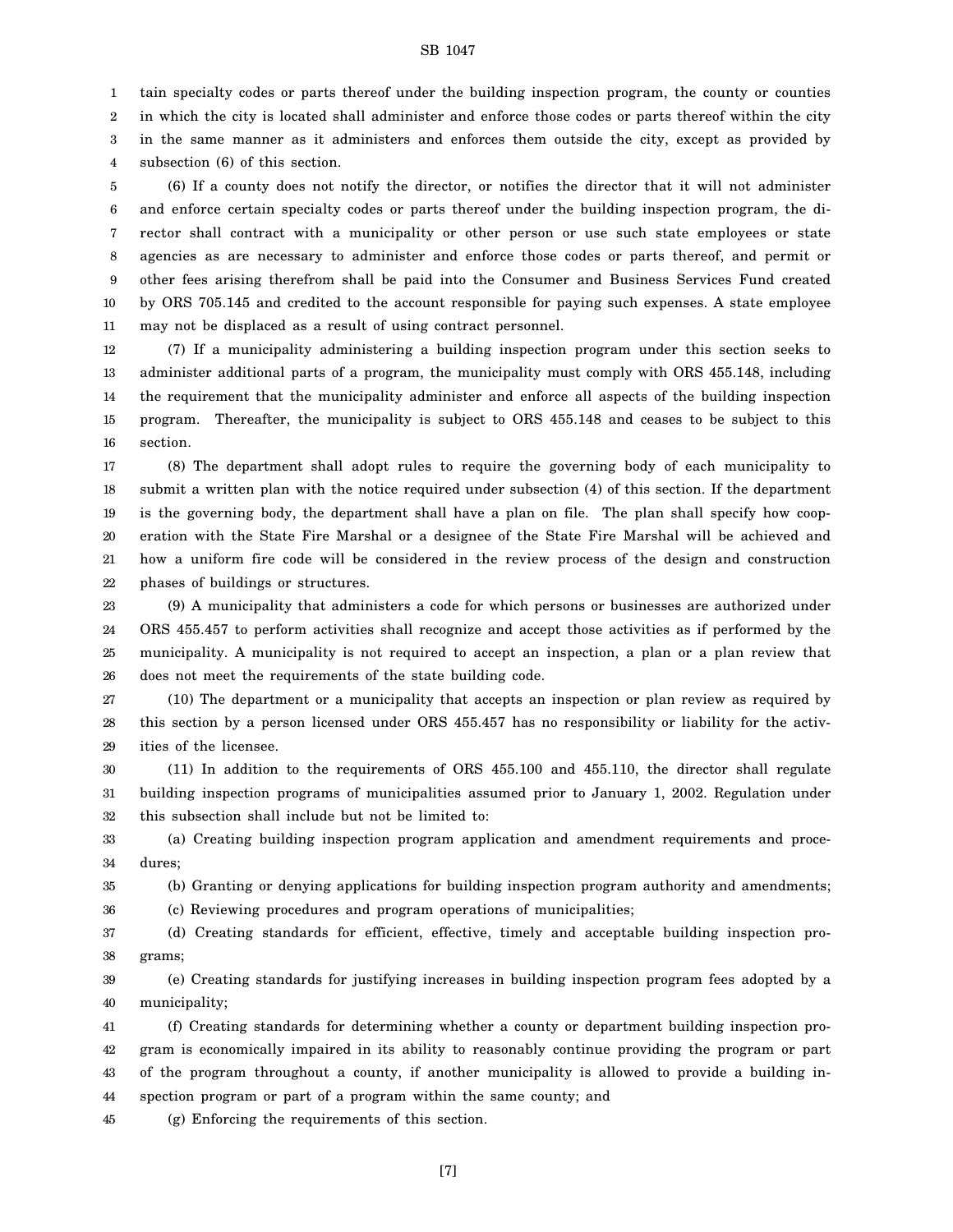tain specialty codes or parts thereof under the building inspection program, the county or counties in which the city is located shall administer and enforce those codes or parts thereof within the city in the same manner as it administers and enforces them outside the city, except as provided by subsection (6) of this section.

(6) If a county does not notify the director, or notifies the director that it will not administer and enforce certain specialty codes or parts thereof under the building inspection program, the director shall contract with a municipality or other person or use such state employees or state agencies as are necessary to administer and enforce those codes or parts thereof, and permit or other fees arising therefrom shall be paid into the Consumer and Business Services Fund created by ORS 705.145 and credited to the account responsible for paying such expenses. A state employee may not be displaced as a result of using contract personnel.

(7) If a municipality administering a building inspection program under this section seeks to administer additional parts of a program, the municipality must comply with ORS 455.148, including the requirement that the municipality administer and enforce all aspects of the building inspection program. Thereafter, the municipality is subject to ORS 455.148 and ceases to be subject to this section.

(8) The department shall adopt rules to require the governing body of each municipality to submit a written plan with the notice required under subsection (4) of this section. If the department is the governing body, the department shall have a plan on file. The plan shall specify how cooperation with the State Fire Marshal or a designee of the State Fire Marshal will be achieved and how a uniform fire code will be considered in the review process of the design and construction phases of buildings or structures.

(9) A municipality that administers a code for which persons or businesses are authorized under ORS 455.457 to perform activities shall recognize and accept those activities as if performed by the municipality. A municipality is not required to accept an inspection, a plan or a plan review that does not meet the requirements of the state building code.

(10) The department or a municipality that accepts an inspection or plan review as required by this section by a person licensed under ORS 455.457 has no responsibility or liability for the activities of the licensee.

(11) In addition to the requirements of ORS 455.100 and 455.110, the director shall regulate building inspection programs of municipalities assumed prior to January 1, 2002. Regulation under this subsection shall include but not be limited to:

(a) Creating building inspection program application and amendment requirements and procedures;

(b) Granting or denying applications for building inspection program authority and amendments;

(c) Reviewing procedures and program operations of municipalities;

(d) Creating standards for efficient, effective, timely and acceptable building inspection programs;

(e) Creating standards for justifying increases in building inspection program fees adopted by a municipality;

(f) Creating standards for determining whether a county or department building inspection program is economically impaired in its ability to reasonably continue providing the program or part of the program throughout a county, if another municipality is allowed to provide a building inspection program or part of a program within the same county; and

(g) Enforcing the requirements of this section.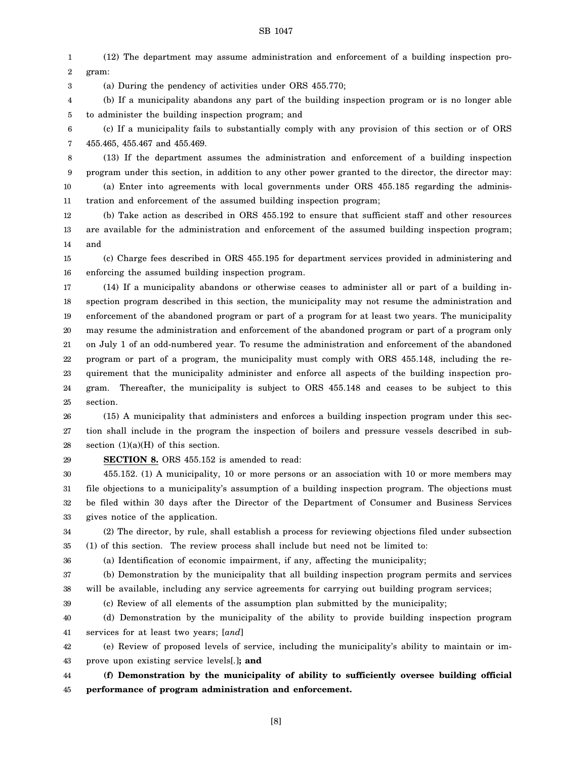(12) The department may assume administration and enforcement of a building inspection program:

(a) During the pendency of activities under ORS 455.770;

(b) If a municipality abandons any part of the building inspection program or is no longer able to administer the building inspection program; and

(c) If a municipality fails to substantially comply with any provision of this section or of ORS 455.465, 455.467 and 455.469.

(13) If the department assumes the administration and enforcement of a building inspection program under this section, in addition to any other power granted to the director, the director may:

(a) Enter into agreements with local governments under ORS 455.185 regarding the administration and enforcement of the assumed building inspection program;

(b) Take action as described in ORS 455.192 to ensure that sufficient staff and other resources are available for the administration and enforcement of the assumed building inspection program; and

(c) Charge fees described in ORS 455.195 for department services provided in administering and enforcing the assumed building inspection program.

(14) If a municipality abandons or otherwise ceases to administer all or part of a building inspection program described in this section, the municipality may not resume the administration and enforcement of the abandoned program or part of a program for at least two years. The municipality may resume the administration and enforcement of the abandoned program or part of a program only on July 1 of an odd-numbered year. To resume the administration and enforcement of the abandoned program or part of a program, the municipality must comply with ORS 455.148, including the requirement that the municipality administer and enforce all aspects of the building inspection program. Thereafter, the municipality is subject to ORS 455.148 and ceases to be subject to this section.

(15) A municipality that administers and enforces a building inspection program under this section shall include in the program the inspection of boilers and pressure vessels described in subsection (1)(a)(H) of this section.

**SECTION 8.** ORS 455.152 is amended to read:

455.152. (1) A municipality, 10 or more persons or an association with 10 or more members may file objections to a municipality's assumption of a building inspection program. The objections must be filed within 30 days after the Director of the Department of Consumer and Business Services gives notice of the application.

(2) The director, by rule, shall establish a process for reviewing objections filed under subsection (1) of this section. The review process shall include but need not be limited to:

(a) Identification of economic impairment, if any, affecting the municipality;

(b) Demonstration by the municipality that all building inspection program permits and services will be available, including any service agreements for carrying out building program services;

(c) Review of all elements of the assumption plan submitted by the municipality;

(d) Demonstration by the municipality of the ability to provide building inspection program services for at least two years; [*and*]

(e) Review of proposed levels of service, including the municipality's ability to maintain or improve upon existing service levels[.]**; and**

**(f) Demonstration by the municipality of ability to sufficiently oversee building official performance of program administration and enforcement.**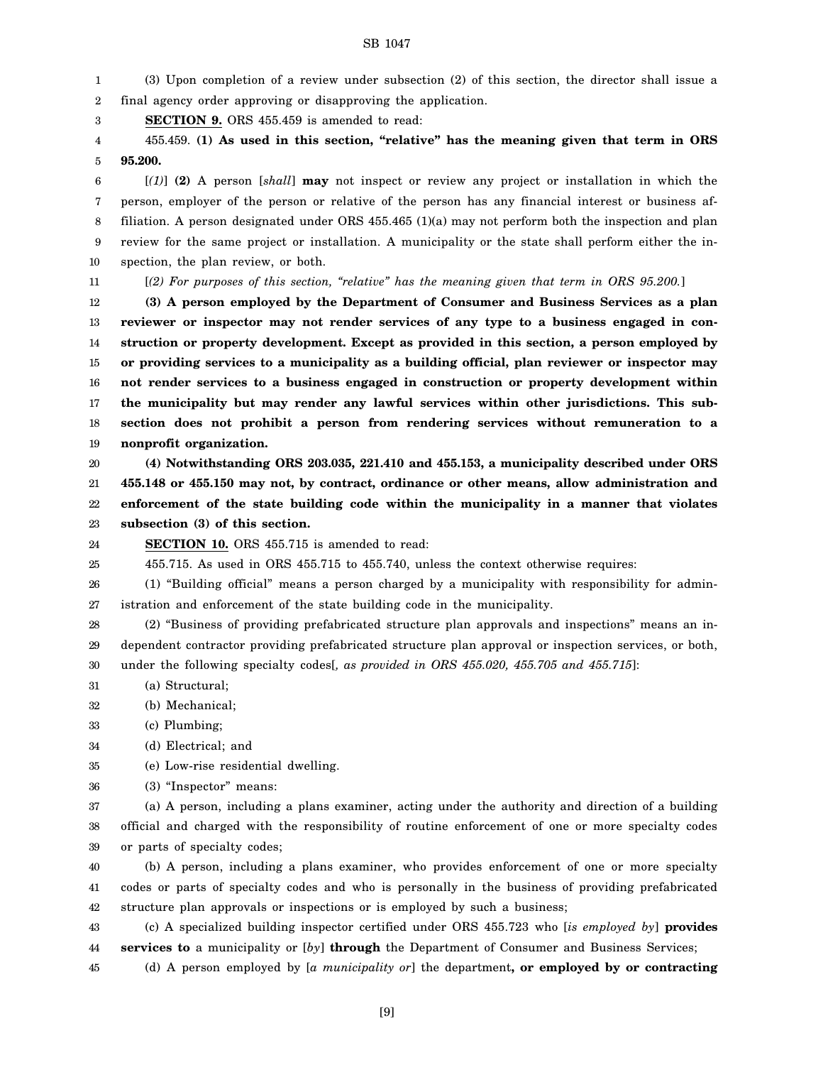(3) Upon completion of a review under subsection (2) of this section, the director shall issue a final agency order approving or disapproving the application.

**SECTION 9.** ORS 455.459 is amended to read:

455.459. **(1) As used in this section, "relative" has the meaning given that term in ORS 95.200.**

[*(1)*] **(2)** A person [*shall*] **may** not inspect or review any project or installation in which the person, employer of the person or relative of the person has any financial interest or business affiliation. A person designated under ORS 455.465 (1)(a) may not perform both the inspection and plan review for the same project or installation. A municipality or the state shall perform either the inspection, the plan review, or both.

[*(2) For purposes of this section, "relative" has the meaning given that term in ORS 95.200.*]

**(3) A person employed by the Department of Consumer and Business Services as a plan reviewer or inspector may not render services of any type to a business engaged in construction or property development. Except as provided in this section, a person employed by or providing services to a municipality as a building official, plan reviewer or inspector may not render services to a business engaged in construction or property development within the municipality but may render any lawful services within other jurisdictions. This subsection does not prohibit a person from rendering services without remuneration to a nonprofit organization.**

**(4) Notwithstanding ORS 203.035, 221.410 and 455.153, a municipality described under ORS 455.148 or 455.150 may not, by contract, ordinance or other means, allow administration and enforcement of the state building code within the municipality in a manner that violates subsection (3) of this section.**

**SECTION 10.** ORS 455.715 is amended to read:

455.715. As used in ORS 455.715 to 455.740, unless the context otherwise requires:

(1) "Building official" means a person charged by a municipality with responsibility for administration and enforcement of the state building code in the municipality.

(2) "Business of providing prefabricated structure plan approvals and inspections" means an independent contractor providing prefabricated structure plan approval or inspection services, or both, under the following specialty codes[*, as provided in ORS 455.020, 455.705 and 455.715*]:

(a) Structural;

(b) Mechanical;

(c) Plumbing;

(d) Electrical; and

(e) Low-rise residential dwelling.

(3) "Inspector" means:

(a) A person, including a plans examiner, acting under the authority and direction of a building official and charged with the responsibility of routine enforcement of one or more specialty codes or parts of specialty codes;

(b) A person, including a plans examiner, who provides enforcement of one or more specialty codes or parts of specialty codes and who is personally in the business of providing prefabricated structure plan approvals or inspections or is employed by such a business;

(c) A specialized building inspector certified under ORS 455.723 who [*is employed by*] **provides services to** a municipality or [*by*] **through** the Department of Consumer and Business Services;

(d) A person employed by [*a municipality or*] the department**, or employed by or contracting**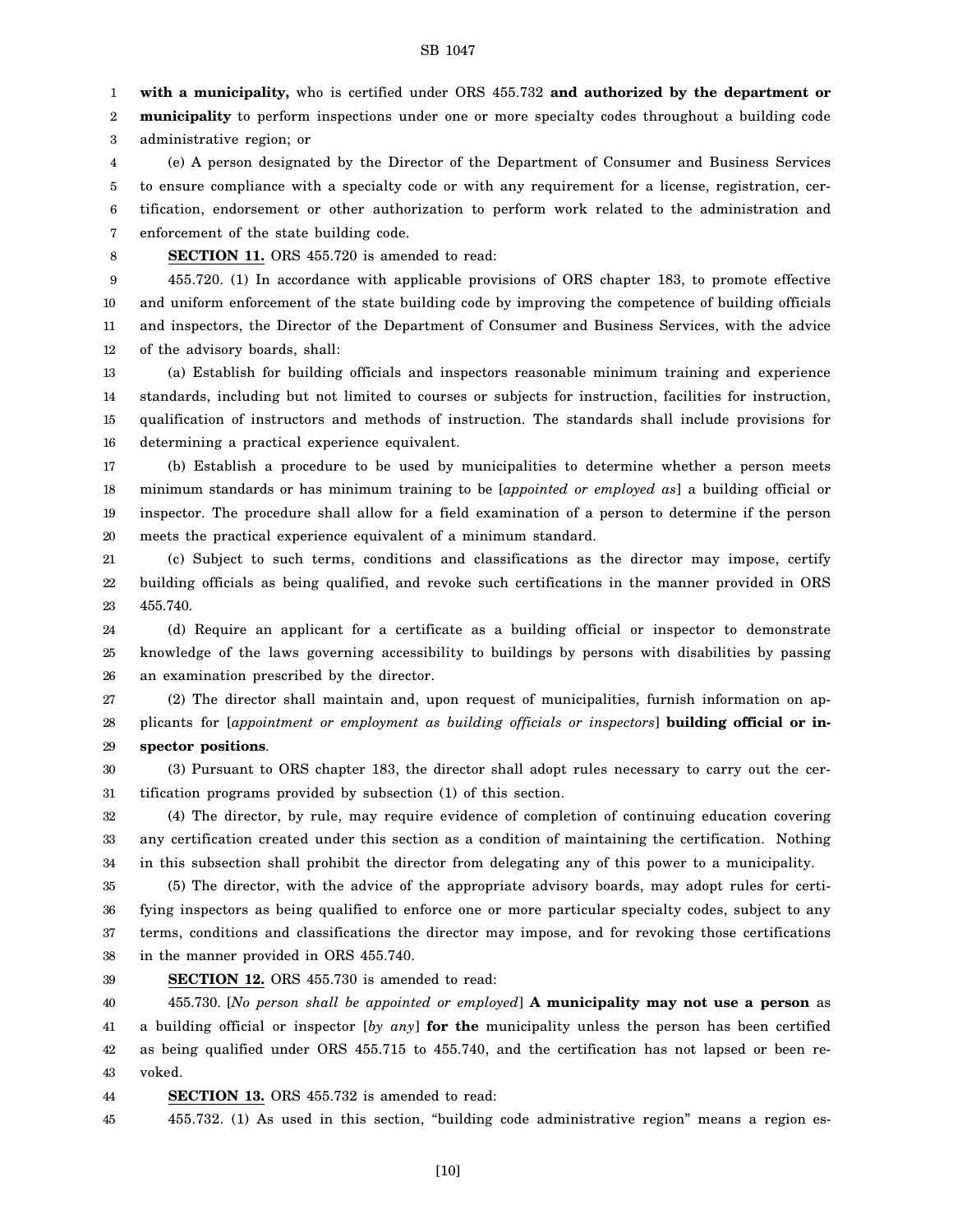**with a municipality,** who is certified under ORS 455.732 **and authorized by the department or municipality** to perform inspections under one or more specialty codes throughout a building code administrative region; or

(e) A person designated by the Director of the Department of Consumer and Business Services to ensure compliance with a specialty code or with any requirement for a license, registration, certification, endorsement or other authorization to perform work related to the administration and enforcement of the state building code.

**SECTION 11.** ORS 455.720 is amended to read:

455.720. (1) In accordance with applicable provisions of ORS chapter 183, to promote effective and uniform enforcement of the state building code by improving the competence of building officials and inspectors, the Director of the Department of Consumer and Business Services, with the advice of the advisory boards, shall:

(a) Establish for building officials and inspectors reasonable minimum training and experience standards, including but not limited to courses or subjects for instruction, facilities for instruction, qualification of instructors and methods of instruction. The standards shall include provisions for determining a practical experience equivalent.

(b) Establish a procedure to be used by municipalities to determine whether a person meets minimum standards or has minimum training to be [*appointed or employed as*] a building official or inspector. The procedure shall allow for a field examination of a person to determine if the person meets the practical experience equivalent of a minimum standard.

(c) Subject to such terms, conditions and classifications as the director may impose, certify building officials as being qualified, and revoke such certifications in the manner provided in ORS 455.740.

(d) Require an applicant for a certificate as a building official or inspector to demonstrate knowledge of the laws governing accessibility to buildings by persons with disabilities by passing an examination prescribed by the director.

(2) The director shall maintain and, upon request of municipalities, furnish information on applicants for [*appointment or employment as building officials or inspectors*] **building official or inspector positions**.

(3) Pursuant to ORS chapter 183, the director shall adopt rules necessary to carry out the certification programs provided by subsection (1) of this section.

(4) The director, by rule, may require evidence of completion of continuing education covering any certification created under this section as a condition of maintaining the certification. Nothing in this subsection shall prohibit the director from delegating any of this power to a municipality.

(5) The director, with the advice of the appropriate advisory boards, may adopt rules for certifying inspectors as being qualified to enforce one or more particular specialty codes, subject to any terms, conditions and classifications the director may impose, and for revoking those certifications in the manner provided in ORS 455.740.

**SECTION 12.** ORS 455.730 is amended to read:

455.730. [*No person shall be appointed or employed*] **A municipality may not use a person** as a building official or inspector [*by any*] **for the** municipality unless the person has been certified as being qualified under ORS 455.715 to 455.740, and the certification has not lapsed or been revoked.

**SECTION 13.** ORS 455.732 is amended to read:

455.732. (1) As used in this section, "building code administrative region" means a region es-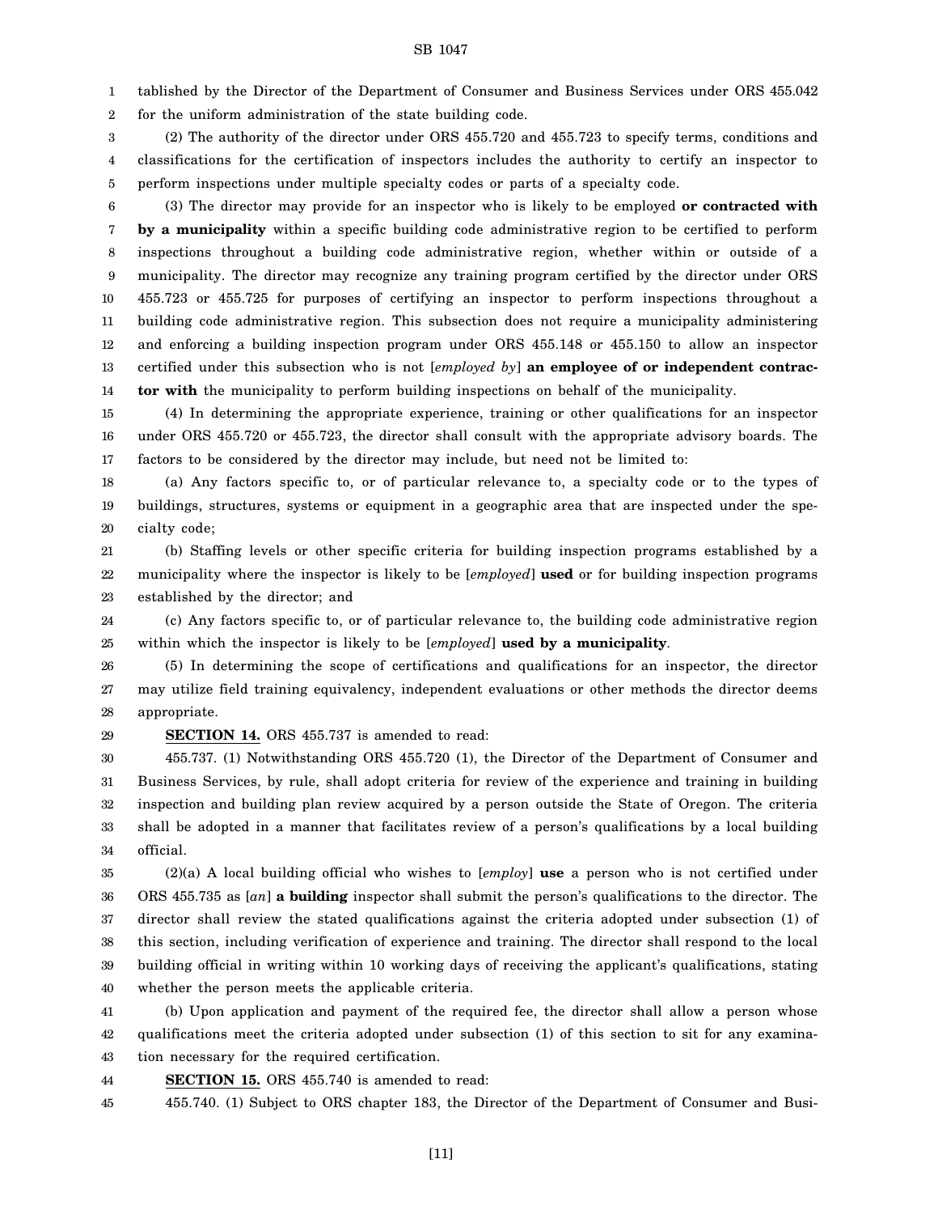tablished by the Director of the Department of Consumer and Business Services under ORS 455.042 for the uniform administration of the state building code.

(2) The authority of the director under ORS 455.720 and 455.723 to specify terms, conditions and classifications for the certification of inspectors includes the authority to certify an inspector to perform inspections under multiple specialty codes or parts of a specialty code.

(3) The director may provide for an inspector who is likely to be employed **or contracted with by a municipality** within a specific building code administrative region to be certified to perform inspections throughout a building code administrative region, whether within or outside of a municipality. The director may recognize any training program certified by the director under ORS 455.723 or 455.725 for purposes of certifying an inspector to perform inspections throughout a building code administrative region. This subsection does not require a municipality administering and enforcing a building inspection program under ORS 455.148 or 455.150 to allow an inspector certified under this subsection who is not [*employed by*] **an employee of or independent contractor with** the municipality to perform building inspections on behalf of the municipality.

(4) In determining the appropriate experience, training or other qualifications for an inspector under ORS 455.720 or 455.723, the director shall consult with the appropriate advisory boards. The factors to be considered by the director may include, but need not be limited to:

(a) Any factors specific to, or of particular relevance to, a specialty code or to the types of buildings, structures, systems or equipment in a geographic area that are inspected under the specialty code;

(b) Staffing levels or other specific criteria for building inspection programs established by a municipality where the inspector is likely to be [*employed*] **used** or for building inspection programs established by the director; and

(c) Any factors specific to, or of particular relevance to, the building code administrative region within which the inspector is likely to be [*employed*] **used by a municipality**.

(5) In determining the scope of certifications and qualifications for an inspector, the director may utilize field training equivalency, independent evaluations or other methods the director deems appropriate.

**SECTION 14.** ORS 455.737 is amended to read:

455.737. (1) Notwithstanding ORS 455.720 (1), the Director of the Department of Consumer and Business Services, by rule, shall adopt criteria for review of the experience and training in building inspection and building plan review acquired by a person outside the State of Oregon. The criteria shall be adopted in a manner that facilitates review of a person's qualifications by a local building official.

(2)(a) A local building official who wishes to [*employ*] **use** a person who is not certified under ORS 455.735 as [*an*] **a building** inspector shall submit the person's qualifications to the director. The director shall review the stated qualifications against the criteria adopted under subsection (1) of this section, including verification of experience and training. The director shall respond to the local building official in writing within 10 working days of receiving the applicant's qualifications, stating whether the person meets the applicable criteria.

(b) Upon application and payment of the required fee, the director shall allow a person whose qualifications meet the criteria adopted under subsection (1) of this section to sit for any examination necessary for the required certification.

**SECTION 15.** ORS 455.740 is amended to read:

455.740. (1) Subject to ORS chapter 183, the Director of the Department of Consumer and Busi-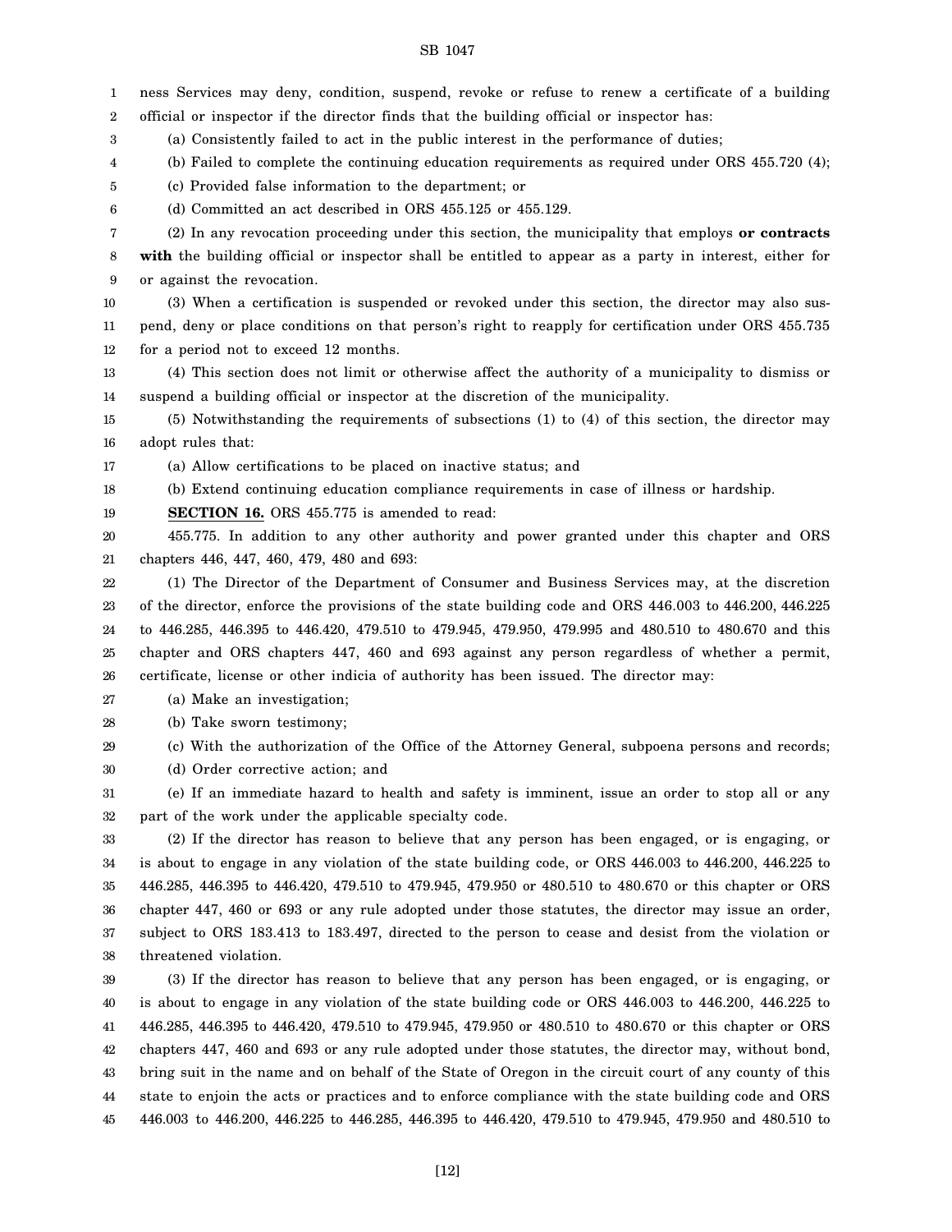ness Services may deny, condition, suspend, revoke or refuse to renew a certificate of a building official or inspector if the director finds that the building official or inspector has:

(a) Consistently failed to act in the public interest in the performance of duties;

(b) Failed to complete the continuing education requirements as required under ORS 455.720 (4);

(c) Provided false information to the department; or

(d) Committed an act described in ORS 455.125 or 455.129.

(2) In any revocation proceeding under this section, the municipality that employs **or contracts with** the building official or inspector shall be entitled to appear as a party in interest, either for or against the revocation.

(3) When a certification is suspended or revoked under this section, the director may also suspend, deny or place conditions on that person's right to reapply for certification under ORS 455.735 for a period not to exceed 12 months.

(4) This section does not limit or otherwise affect the authority of a municipality to dismiss or suspend a building official or inspector at the discretion of the municipality.

(5) Notwithstanding the requirements of subsections (1) to (4) of this section, the director may adopt rules that:

(a) Allow certifications to be placed on inactive status; and

(b) Extend continuing education compliance requirements in case of illness or hardship.

**SECTION 16.** ORS 455.775 is amended to read:

455.775. In addition to any other authority and power granted under this chapter and ORS chapters 446, 447, 460, 479, 480 and 693:

(1) The Director of the Department of Consumer and Business Services may, at the discretion of the director, enforce the provisions of the state building code and ORS 446.003 to 446.200, 446.225 to 446.285, 446.395 to 446.420, 479.510 to 479.945, 479.950, 479.995 and 480.510 to 480.670 and this chapter and ORS chapters 447, 460 and 693 against any person regardless of whether a permit, certificate, license or other indicia of authority has been issued. The director may:

(a) Make an investigation;

(b) Take sworn testimony;

(c) With the authorization of the Office of the Attorney General, subpoena persons and records;

(d) Order corrective action; and

(e) If an immediate hazard to health and safety is imminent, issue an order to stop all or any part of the work under the applicable specialty code.

(2) If the director has reason to believe that any person has been engaged, or is engaging, or is about to engage in any violation of the state building code, or ORS 446.003 to 446.200, 446.225 to 446.285, 446.395 to 446.420, 479.510 to 479.945, 479.950 or 480.510 to 480.670 or this chapter or ORS chapter 447, 460 or 693 or any rule adopted under those statutes, the director may issue an order, subject to ORS 183.413 to 183.497, directed to the person to cease and desist from the violation or threatened violation.

(3) If the director has reason to believe that any person has been engaged, or is engaging, or is about to engage in any violation of the state building code or ORS 446.003 to 446.200, 446.225 to 446.285, 446.395 to 446.420, 479.510 to 479.945, 479.950 or 480.510 to 480.670 or this chapter or ORS chapters 447, 460 and 693 or any rule adopted under those statutes, the director may, without bond, bring suit in the name and on behalf of the State of Oregon in the circuit court of any county of this state to enjoin the acts or practices and to enforce compliance with the state building code and ORS 446.003 to 446.200, 446.225 to 446.285, 446.395 to 446.420, 479.510 to 479.945, 479.950 and 480.510 to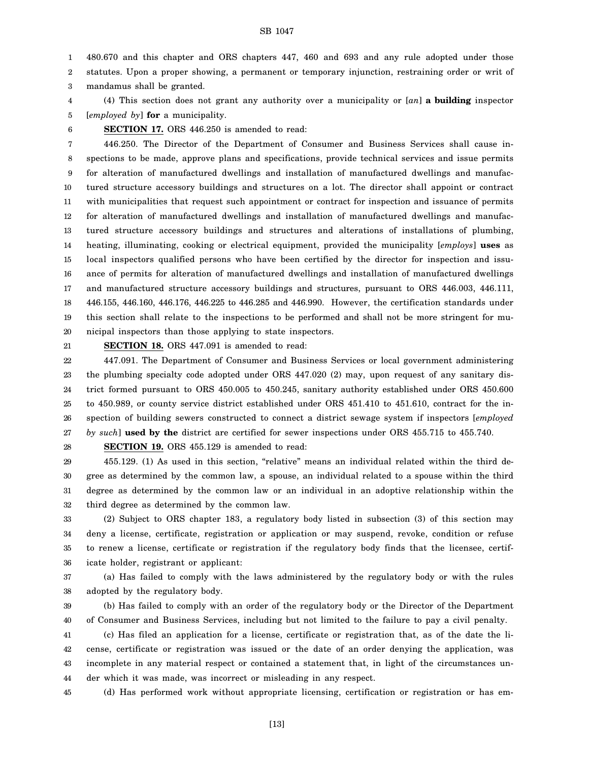480.670 and this chapter and ORS chapters 447, 460 and 693 and any rule adopted under those statutes. Upon a proper showing, a permanent or temporary injunction, restraining order or writ of mandamus shall be granted.

(4) This section does not grant any authority over a municipality or [*an*] **a building** inspector [*employed by*] **for** a municipality.

**SECTION 17.** ORS 446.250 is amended to read:

446.250. The Director of the Department of Consumer and Business Services shall cause inspections to be made, approve plans and specifications, provide technical services and issue permits for alteration of manufactured dwellings and installation of manufactured dwellings and manufactured structure accessory buildings and structures on a lot. The director shall appoint or contract with municipalities that request such appointment or contract for inspection and issuance of permits for alteration of manufactured dwellings and installation of manufactured dwellings and manufactured structure accessory buildings and structures and alterations of installations of plumbing, heating, illuminating, cooking or electrical equipment, provided the municipality [*employs*] **uses** as local inspectors qualified persons who have been certified by the director for inspection and issuance of permits for alteration of manufactured dwellings and installation of manufactured dwellings and manufactured structure accessory buildings and structures, pursuant to ORS 446.003, 446.111, 446.155, 446.160, 446.176, 446.225 to 446.285 and 446.990. However, the certification standards under this section shall relate to the inspections to be performed and shall not be more stringent for municipal inspectors than those applying to state inspectors.

**SECTION 18.** ORS 447.091 is amended to read:

447.091. The Department of Consumer and Business Services or local government administering the plumbing specialty code adopted under ORS 447.020 (2) may, upon request of any sanitary district formed pursuant to ORS 450.005 to 450.245, sanitary authority established under ORS 450.600 to 450.989, or county service district established under ORS 451.410 to 451.610, contract for the inspection of building sewers constructed to connect a district sewage system if inspectors [*employed by such*] **used by the** district are certified for sewer inspections under ORS 455.715 to 455.740.

**SECTION 19.** ORS 455.129 is amended to read:

455.129. (1) As used in this section, "relative" means an individual related within the third degree as determined by the common law, a spouse, an individual related to a spouse within the third degree as determined by the common law or an individual in an adoptive relationship within the third degree as determined by the common law.

(2) Subject to ORS chapter 183, a regulatory body listed in subsection (3) of this section may deny a license, certificate, registration or application or may suspend, revoke, condition or refuse to renew a license, certificate or registration if the regulatory body finds that the licensee, certificate holder, registrant or applicant:

(a) Has failed to comply with the laws administered by the regulatory body or with the rules adopted by the regulatory body.

(b) Has failed to comply with an order of the regulatory body or the Director of the Department of Consumer and Business Services, including but not limited to the failure to pay a civil penalty.

(c) Has filed an application for a license, certificate or registration that, as of the date the license, certificate or registration was issued or the date of an order denying the application, was incomplete in any material respect or contained a statement that, in light of the circumstances under which it was made, was incorrect or misleading in any respect.

(d) Has performed work without appropriate licensing, certification or registration or has em-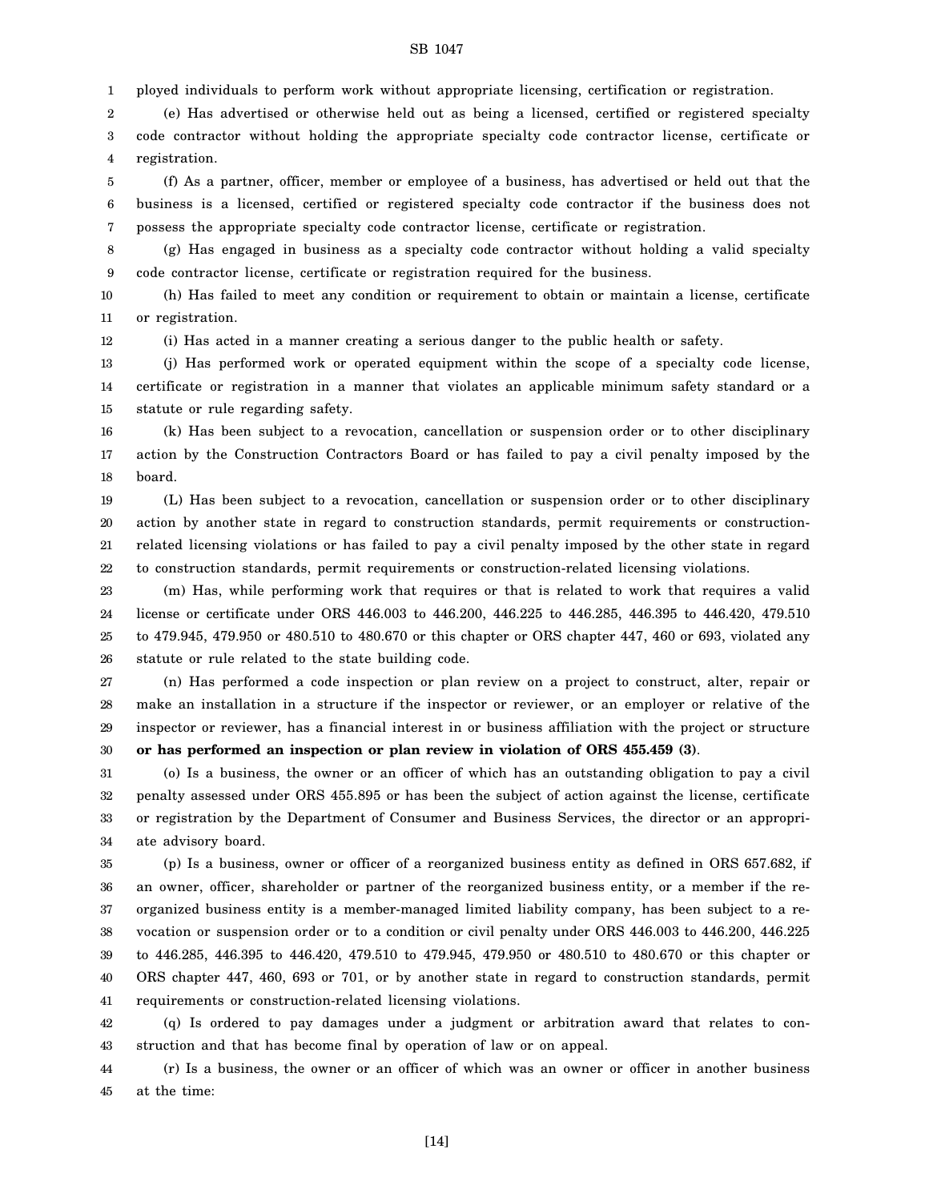ployed individuals to perform work without appropriate licensing, certification or registration.

(e) Has advertised or otherwise held out as being a licensed, certified or registered specialty code contractor without holding the appropriate specialty code contractor license, certificate or registration.

(f) As a partner, officer, member or employee of a business, has advertised or held out that the business is a licensed, certified or registered specialty code contractor if the business does not possess the appropriate specialty code contractor license, certificate or registration.

(g) Has engaged in business as a specialty code contractor without holding a valid specialty code contractor license, certificate or registration required for the business.

(h) Has failed to meet any condition or requirement to obtain or maintain a license, certificate or registration.

(i) Has acted in a manner creating a serious danger to the public health or safety.

(j) Has performed work or operated equipment within the scope of a specialty code license, certificate or registration in a manner that violates an applicable minimum safety standard or a statute or rule regarding safety.

(k) Has been subject to a revocation, cancellation or suspension order or to other disciplinary action by the Construction Contractors Board or has failed to pay a civil penalty imposed by the board.

(L) Has been subject to a revocation, cancellation or suspension order or to other disciplinary action by another state in regard to construction standards, permit requirements or construction-related licensing violations or has failed to pay a civil penalty imposed by the other state in regard to construction standards, permit requirements or construction-related licensing violations.

(m) Has, while performing work that requires or that is related to work that requires a valid license or certificate under ORS 446.003 to 446.200, 446.225 to 446.285, 446.395 to 446.420, 479.510 to 479.945, 479.950 or 480.510 to 480.670 or this chapter or ORS chapter 447, 460 or 693, violated any statute or rule related to the state building code.

(n) Has performed a code inspection or plan review on a project to construct, alter, repair or make an installation in a structure if the inspector or reviewer, or an employer or relative of the inspector or reviewer, has a financial interest in or business affiliation with the project or structure **or has performed an inspection or plan review in violation of ORS 455.459 (3)**.

(o) Is a business, the owner or an officer of which has an outstanding obligation to pay a civil penalty assessed under ORS 455.895 or has been the subject of action against the license, certificate or registration by the Department of Consumer and Business Services, the director or an appropriate advisory board.

(p) Is a business, owner or officer of a reorganized business entity as defined in ORS 657.682, if an owner, officer, shareholder or partner of the reorganized business entity, or a member if the reorganized business entity is a member-managed limited liability company, has been subject to a revocation or suspension order or to a condition or civil penalty under ORS 446.003 to 446.200, 446.225 to 446.285, 446.395 to 446.420, 479.510 to 479.945, 479.950 or 480.510 to 480.670 or this chapter or ORS chapter 447, 460, 693 or 701, or by another state in regard to construction standards, permit requirements or construction-related licensing violations.

(q) Is ordered to pay damages under a judgment or arbitration award that relates to construction and that has become final by operation of law or on appeal.

(r) Is a business, the owner or an officer of which was an owner or officer in another business at the time: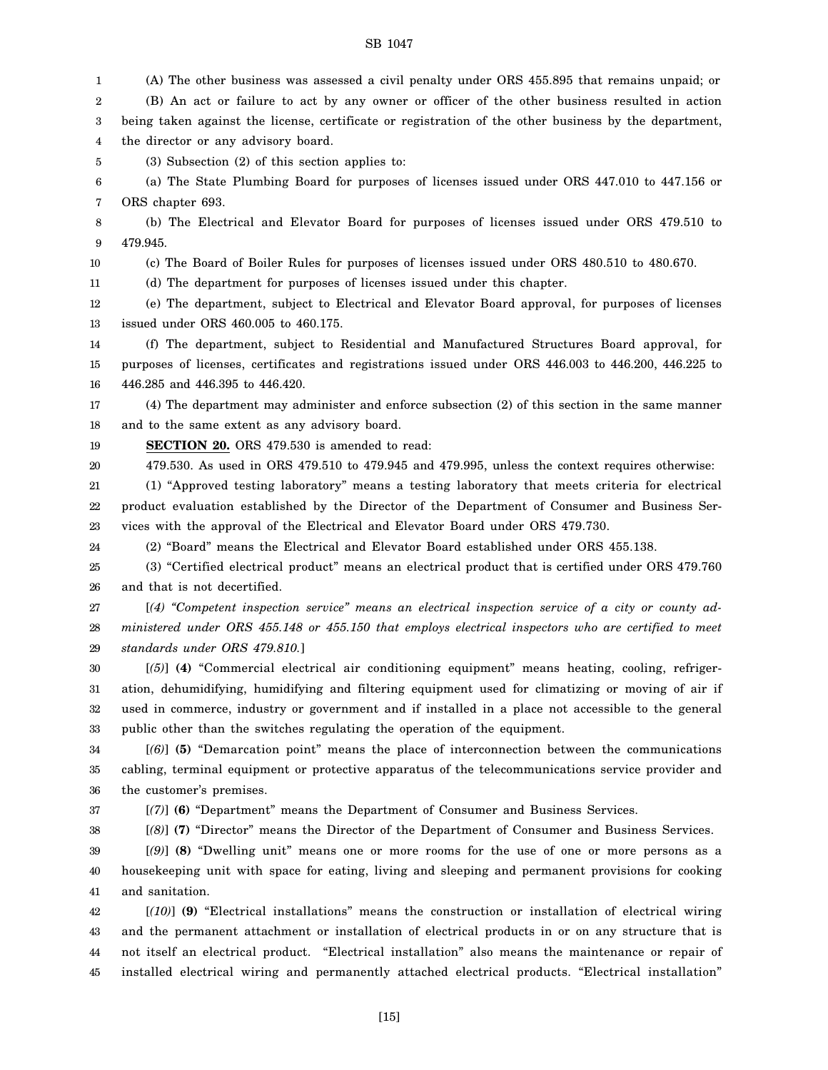(A) The other business was assessed a civil penalty under ORS 455.895 that remains unpaid; or

(B) An act or failure to act by any owner or officer of the other business resulted in action being taken against the license, certificate or registration of the other business by the department, the director or any advisory board.

(3) Subsection (2) of this section applies to:

(a) The State Plumbing Board for purposes of licenses issued under ORS 447.010 to 447.156 or ORS chapter 693.

(b) The Electrical and Elevator Board for purposes of licenses issued under ORS 479.510 to 479.945.

(c) The Board of Boiler Rules for purposes of licenses issued under ORS 480.510 to 480.670.

(d) The department for purposes of licenses issued under this chapter.

(e) The department, subject to Electrical and Elevator Board approval, for purposes of licenses issued under ORS 460.005 to 460.175.

(f) The department, subject to Residential and Manufactured Structures Board approval, for purposes of licenses, certificates and registrations issued under ORS 446.003 to 446.200, 446.225 to 446.285 and 446.395 to 446.420.

(4) The department may administer and enforce subsection (2) of this section in the same manner and to the same extent as any advisory board.

**SECTION 20.** ORS 479.530 is amended to read:

479.530. As used in ORS 479.510 to 479.945 and 479.995, unless the context requires otherwise:

(1) "Approved testing laboratory" means a testing laboratory that meets criteria for electrical product evaluation established by the Director of the Department of Consumer and Business Services with the approval of the Electrical and Elevator Board under ORS 479.730.

(2) "Board" means the Electrical and Elevator Board established under ORS 455.138.

(3) "Certified electrical product" means an electrical product that is certified under ORS 479.760 and that is not decertified.

[*(4) "Competent inspection service" means an electrical inspection service of a city or county administered under ORS 455.148 or 455.150 that employs electrical inspectors who are certified to meet standards under ORS 479.810.*]

[*(5)*] **(4)** "Commercial electrical air conditioning equipment" means heating, cooling, refrigeration, dehumidifying, humidifying and filtering equipment used for climatizing or moving of air if used in commerce, industry or government and if installed in a place not accessible to the general public other than the switches regulating the operation of the equipment.

[*(6)*] **(5)** "Demarcation point" means the place of interconnection between the communications cabling, terminal equipment or protective apparatus of the telecommunications service provider and the customer's premises.

[*(7)*] **(6)** "Department" means the Department of Consumer and Business Services.

[*(8)*] **(7)** "Director" means the Director of the Department of Consumer and Business Services.

[*(9)*] **(8)** "Dwelling unit" means one or more rooms for the use of one or more persons as a housekeeping unit with space for eating, living and sleeping and permanent provisions for cooking and sanitation.

[*(10)*] **(9)** "Electrical installations" means the construction or installation of electrical wiring and the permanent attachment or installation of electrical products in or on any structure that is not itself an electrical product. "Electrical installation" also means the maintenance or repair of installed electrical wiring and permanently attached electrical products. "Electrical installation"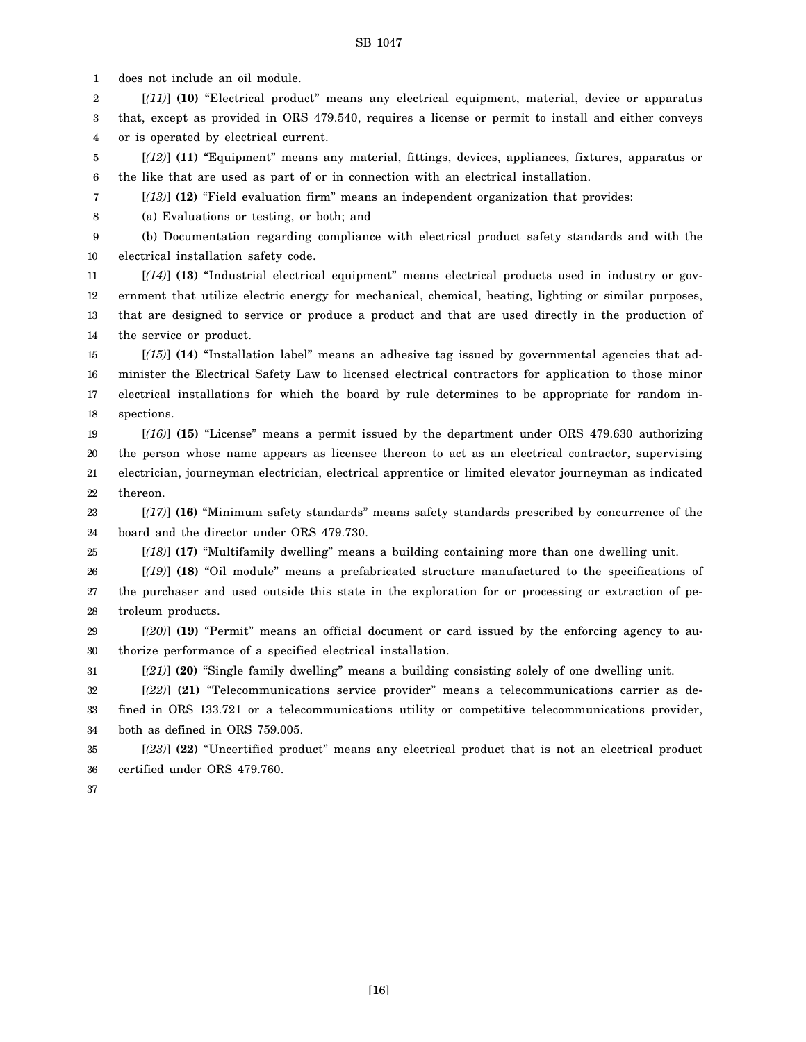does not include an oil module.

[*(11)*] **(10)** "Electrical product" means any electrical equipment, material, device or apparatus that, except as provided in ORS 479.540, requires a license or permit to install and either conveys or is operated by electrical current.

[*(12)*] **(11)** "Equipment" means any material, fittings, devices, appliances, fixtures, apparatus or the like that are used as part of or in connection with an electrical installation.

[*(13)*] **(12)** "Field evaluation firm" means an independent organization that provides:

(a) Evaluations or testing, or both; and

(b) Documentation regarding compliance with electrical product safety standards and with the electrical installation safety code.

[*(14)*] **(13)** "Industrial electrical equipment" means electrical products used in industry or government that utilize electric energy for mechanical, chemical, heating, lighting or similar purposes, that are designed to service or produce a product and that are used directly in the production of the service or product.

[*(15)*] **(14)** "Installation label" means an adhesive tag issued by governmental agencies that administer the Electrical Safety Law to licensed electrical contractors for application to those minor electrical installations for which the board by rule determines to be appropriate for random inspections.

[*(16)*] **(15)** "License" means a permit issued by the department under ORS 479.630 authorizing the person whose name appears as licensee thereon to act as an electrical contractor, supervising electrician, journeyman electrician, electrical apprentice or limited elevator journeyman as indicated thereon.

[*(17)*] **(16)** "Minimum safety standards" means safety standards prescribed by concurrence of the board and the director under ORS 479.730.

[*(18)*] **(17)** "Multifamily dwelling" means a building containing more than one dwelling unit.

[*(19)*] **(18)** "Oil module" means a prefabricated structure manufactured to the specifications of the purchaser and used outside this state in the exploration for or processing or extraction of petroleum products.

[*(20)*] **(19)** "Permit" means an official document or card issued by the enforcing agency to authorize performance of a specified electrical installation.

[*(21)*] **(20)** "Single family dwelling" means a building consisting solely of one dwelling unit.

[*(22)*] **(21)** "Telecommunications service provider" means a telecommunications carrier as defined in ORS 133.721 or a telecommunications utility or competitive telecommunications provider, both as defined in ORS 759.005.

[*(23)*] **(22)** "Uncertified product" means any electrical product that is not an electrical product certified under ORS 479.760.